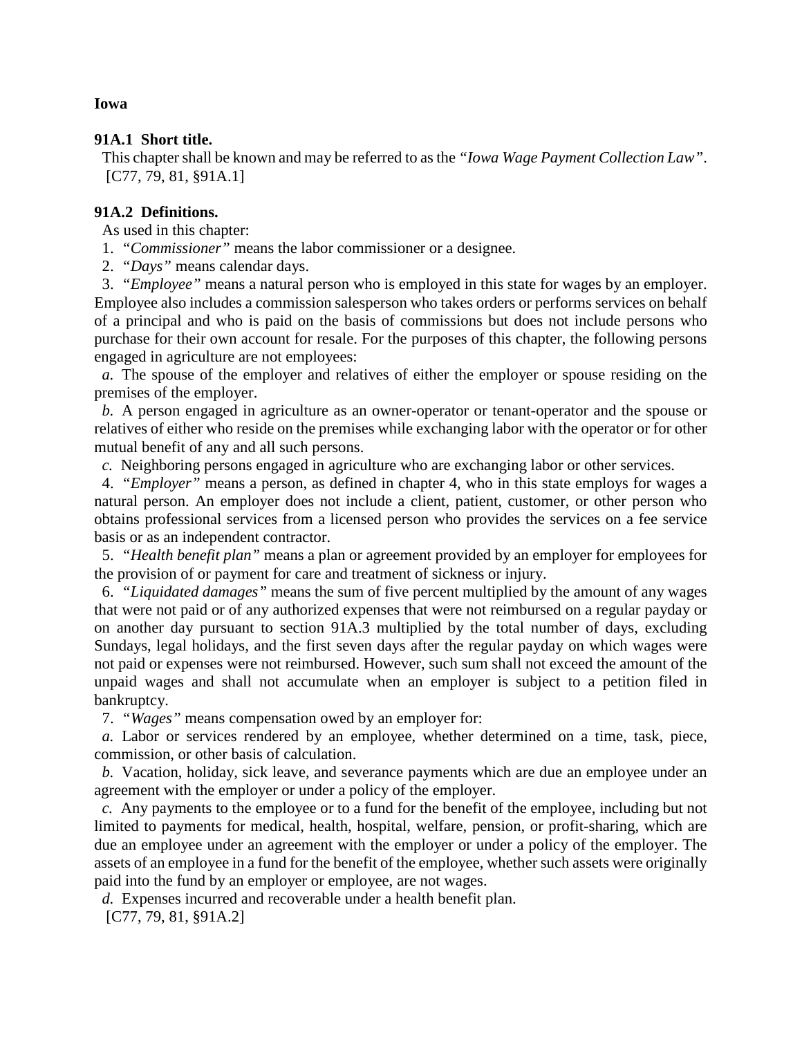**Iowa**

**91A.1 Short title.**

This chapter shall be known and may be referred to as the *"Iowa Wage Payment Collection Law"*.
[C77, 79, 81, §91A.1]

**91A.2 Definitions.**

As used in this chapter:

1. *"Commissioner"* means the labor commissioner or a designee.

2. *"Days"* means calendar days.

3. *"Employee"* means a natural person who is employed in this state for wages by an employer. Employee also includes a commission salesperson who takes orders or performs services on behalf of a principal and who is paid on the basis of commissions but does not include persons who purchase for their own account for resale. For the purposes of this chapter, the following persons engaged in agriculture are not employees:

*a.* The spouse of the employer and relatives of either the employer or spouse residing on the premises of the employer.

*b.* A person engaged in agriculture as an owner-operator or tenant-operator and the spouse or relatives of either who reside on the premises while exchanging labor with the operator or for other mutual benefit of any and all such persons.

*c.* Neighboring persons engaged in agriculture who are exchanging labor or other services.

4. *"Employer"* means a person, as defined in chapter 4, who in this state employs for wages a natural person. An employer does not include a client, patient, customer, or other person who obtains professional services from a licensed person who provides the services on a fee service basis or as an independent contractor.

5. *"Health benefit plan"* means a plan or agreement provided by an employer for employees for the provision of or payment for care and treatment of sickness or injury.

6. *"Liquidated damages"* means the sum of five percent multiplied by the amount of any wages that were not paid or of any authorized expenses that were not reimbursed on a regular payday or on another day pursuant to section 91A.3 multiplied by the total number of days, excluding Sundays, legal holidays, and the first seven days after the regular payday on which wages were not paid or expenses were not reimbursed. However, such sum shall not exceed the amount of the unpaid wages and shall not accumulate when an employer is subject to a petition filed in bankruptcy.

7. *"Wages"* means compensation owed by an employer for:

*a.* Labor or services rendered by an employee, whether determined on a time, task, piece, commission, or other basis of calculation.

*b.* Vacation, holiday, sick leave, and severance payments which are due an employee under an agreement with the employer or under a policy of the employer.

*c.* Any payments to the employee or to a fund for the benefit of the employee, including but not limited to payments for medical, health, hospital, welfare, pension, or profit-sharing, which are due an employee under an agreement with the employer or under a policy of the employer. The assets of an employee in a fund for the benefit of the employee, whether such assets were originally paid into the fund by an employer or employee, are not wages.

*d.* Expenses incurred and recoverable under a health benefit plan.

[C77, 79, 81, §91A.2]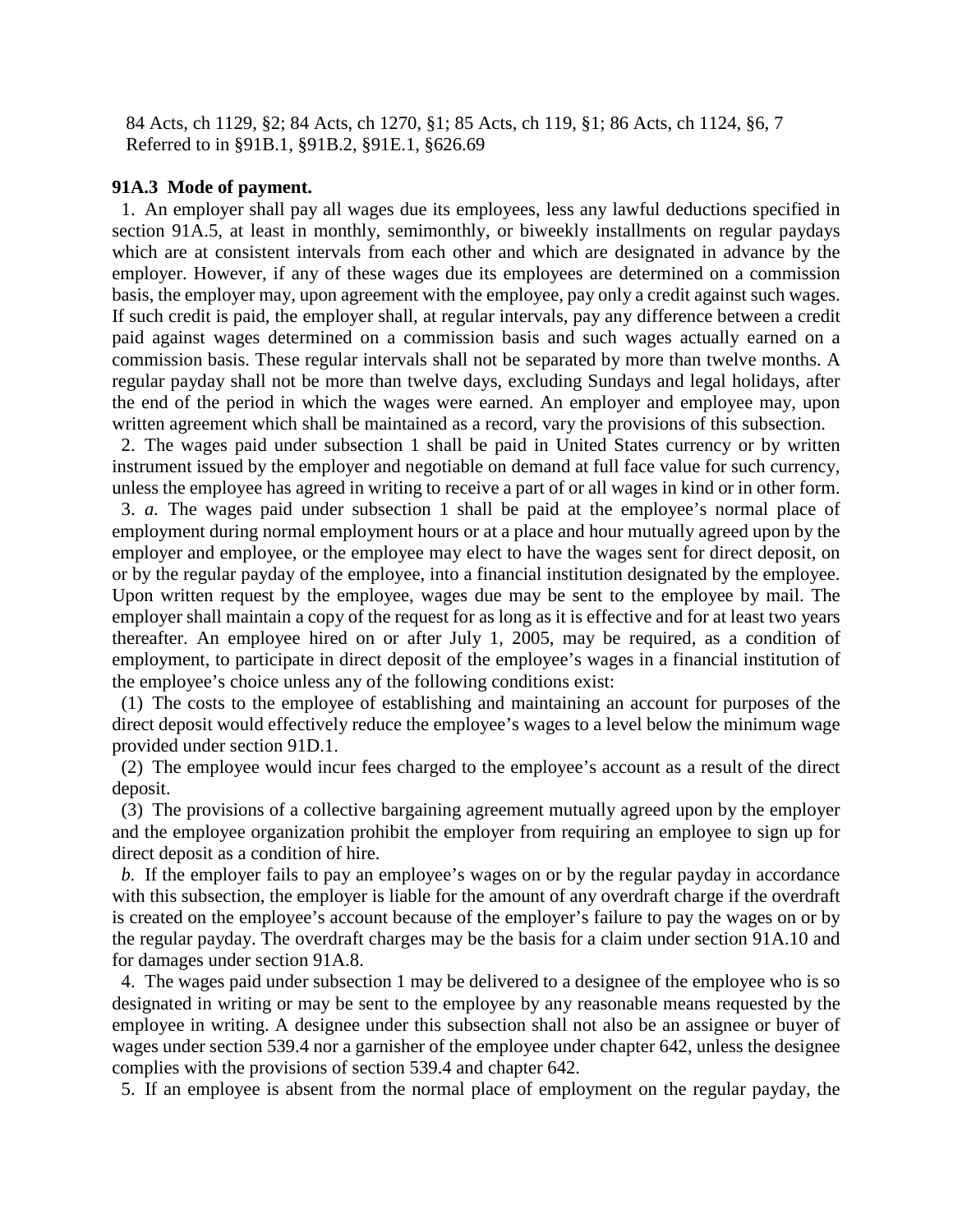84 Acts, ch 1129, §2; 84 Acts, ch 1270, §1; 85 Acts, ch 119, §1; 86 Acts, ch 1124, §6, 7
Referred to in §91B.1, §91B.2, §91E.1, §626.69

**91A.3 Mode of payment.**

1. An employer shall pay all wages due its employees, less any lawful deductions specified in section 91A.5, at least in monthly, semimonthly, or biweekly installments on regular paydays which are at consistent intervals from each other and which are designated in advance by the employer. However, if any of these wages due its employees are determined on a commission basis, the employer may, upon agreement with the employee, pay only a credit against such wages. If such credit is paid, the employer shall, at regular intervals, pay any difference between a credit paid against wages determined on a commission basis and such wages actually earned on a commission basis. These regular intervals shall not be separated by more than twelve months. A regular payday shall not be more than twelve days, excluding Sundays and legal holidays, after the end of the period in which the wages were earned. An employer and employee may, upon written agreement which shall be maintained as a record, vary the provisions of this subsection.

2. The wages paid under subsection 1 shall be paid in United States currency or by written instrument issued by the employer and negotiable on demand at full face value for such currency, unless the employee has agreed in writing to receive a part of or all wages in kind or in other form.

3. *a.* The wages paid under subsection 1 shall be paid at the employee's normal place of employment during normal employment hours or at a place and hour mutually agreed upon by the employer and employee, or the employee may elect to have the wages sent for direct deposit, on or by the regular payday of the employee, into a financial institution designated by the employee. Upon written request by the employee, wages due may be sent to the employee by mail. The employer shall maintain a copy of the request for as long as it is effective and for at least two years thereafter. An employee hired on or after July 1, 2005, may be required, as a condition of employment, to participate in direct deposit of the employee's wages in a financial institution of the employee's choice unless any of the following conditions exist:

(1) The costs to the employee of establishing and maintaining an account for purposes of the direct deposit would effectively reduce the employee's wages to a level below the minimum wage provided under section 91D.1.

(2) The employee would incur fees charged to the employee's account as a result of the direct deposit.

(3) The provisions of a collective bargaining agreement mutually agreed upon by the employer and the employee organization prohibit the employer from requiring an employee to sign up for direct deposit as a condition of hire.

*b.* If the employer fails to pay an employee's wages on or by the regular payday in accordance with this subsection, the employer is liable for the amount of any overdraft charge if the overdraft is created on the employee's account because of the employer's failure to pay the wages on or by the regular payday. The overdraft charges may be the basis for a claim under section 91A.10 and for damages under section 91A.8.

4. The wages paid under subsection 1 may be delivered to a designee of the employee who is so designated in writing or may be sent to the employee by any reasonable means requested by the employee in writing. A designee under this subsection shall not also be an assignee or buyer of wages under section 539.4 nor a garnisher of the employee under chapter 642, unless the designee complies with the provisions of section 539.4 and chapter 642.

5. If an employee is absent from the normal place of employment on the regular payday, the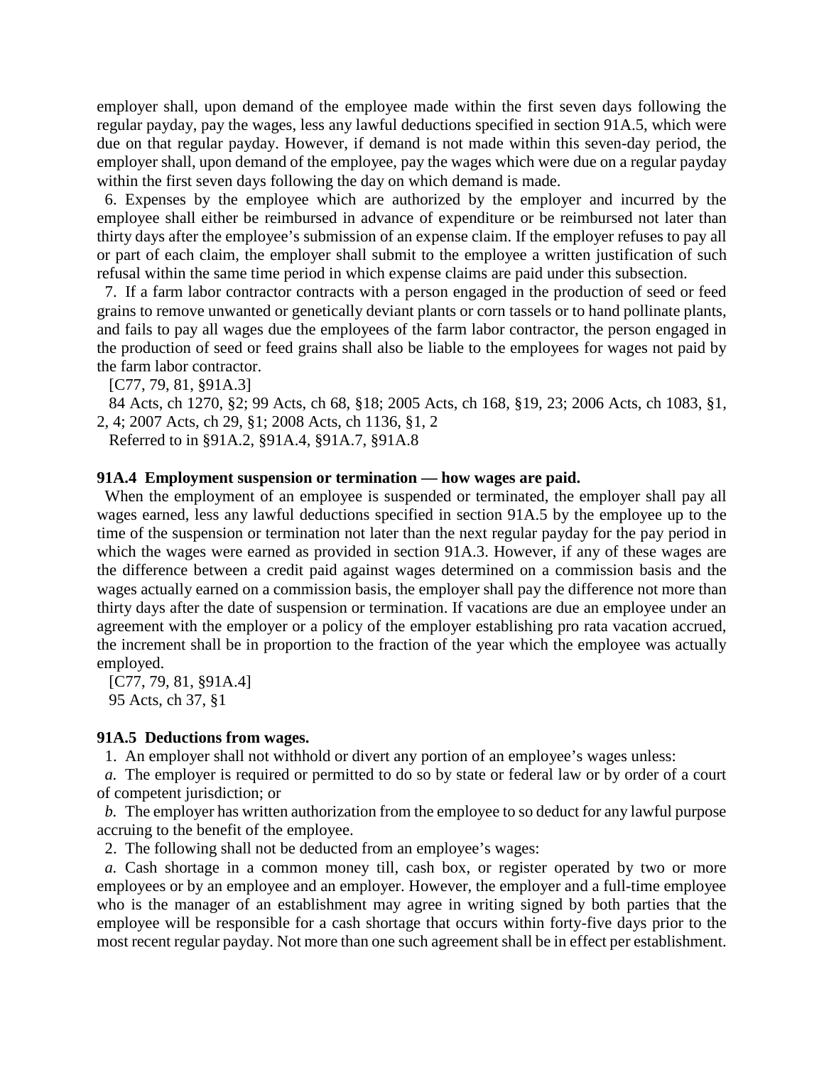employer shall, upon demand of the employee made within the first seven days following the regular payday, pay the wages, less any lawful deductions specified in section 91A.5, which were due on that regular payday. However, if demand is not made within this seven-day period, the employer shall, upon demand of the employee, pay the wages which were due on a regular payday within the first seven days following the day on which demand is made.

6. Expenses by the employee which are authorized by the employer and incurred by the employee shall either be reimbursed in advance of expenditure or be reimbursed not later than thirty days after the employee's submission of an expense claim. If the employer refuses to pay all or part of each claim, the employer shall submit to the employee a written justification of such refusal within the same time period in which expense claims are paid under this subsection.

7. If a farm labor contractor contracts with a person engaged in the production of seed or feed grains to remove unwanted or genetically deviant plants or corn tassels or to hand pollinate plants, and fails to pay all wages due the employees of the farm labor contractor, the person engaged in the production of seed or feed grains shall also be liable to the employees for wages not paid by the farm labor contractor.

[C77, 79, 81, §91A.3]

84 Acts, ch 1270, §2; 99 Acts, ch 68, §18; 2005 Acts, ch 168, §19, 23; 2006 Acts, ch 1083, §1, 2, 4; 2007 Acts, ch 29, §1; 2008 Acts, ch 1136, §1, 2

Referred to in §91A.2, §91A.4, §91A.7, §91A.8

**91A.4 Employment suspension or termination — how wages are paid.**

When the employment of an employee is suspended or terminated, the employer shall pay all wages earned, less any lawful deductions specified in section 91A.5 by the employee up to the time of the suspension or termination not later than the next regular payday for the pay period in which the wages were earned as provided in section 91A.3. However, if any of these wages are the difference between a credit paid against wages determined on a commission basis and the wages actually earned on a commission basis, the employer shall pay the difference not more than thirty days after the date of suspension or termination. If vacations are due an employee under an agreement with the employer or a policy of the employer establishing pro rata vacation accrued, the increment shall be in proportion to the fraction of the year which the employee was actually employed.

[C77, 79, 81, §91A.4]

95 Acts, ch 37, §1

**91A.5 Deductions from wages.**

1. An employer shall not withhold or divert any portion of an employee's wages unless:

*a.* The employer is required or permitted to do so by state or federal law or by order of a court of competent jurisdiction; or

*b.* The employer has written authorization from the employee to so deduct for any lawful purpose accruing to the benefit of the employee.

2. The following shall not be deducted from an employee's wages:

*a.* Cash shortage in a common money till, cash box, or register operated by two or more employees or by an employee and an employer. However, the employer and a full-time employee who is the manager of an establishment may agree in writing signed by both parties that the employee will be responsible for a cash shortage that occurs within forty-five days prior to the most recent regular payday. Not more than one such agreement shall be in effect per establishment.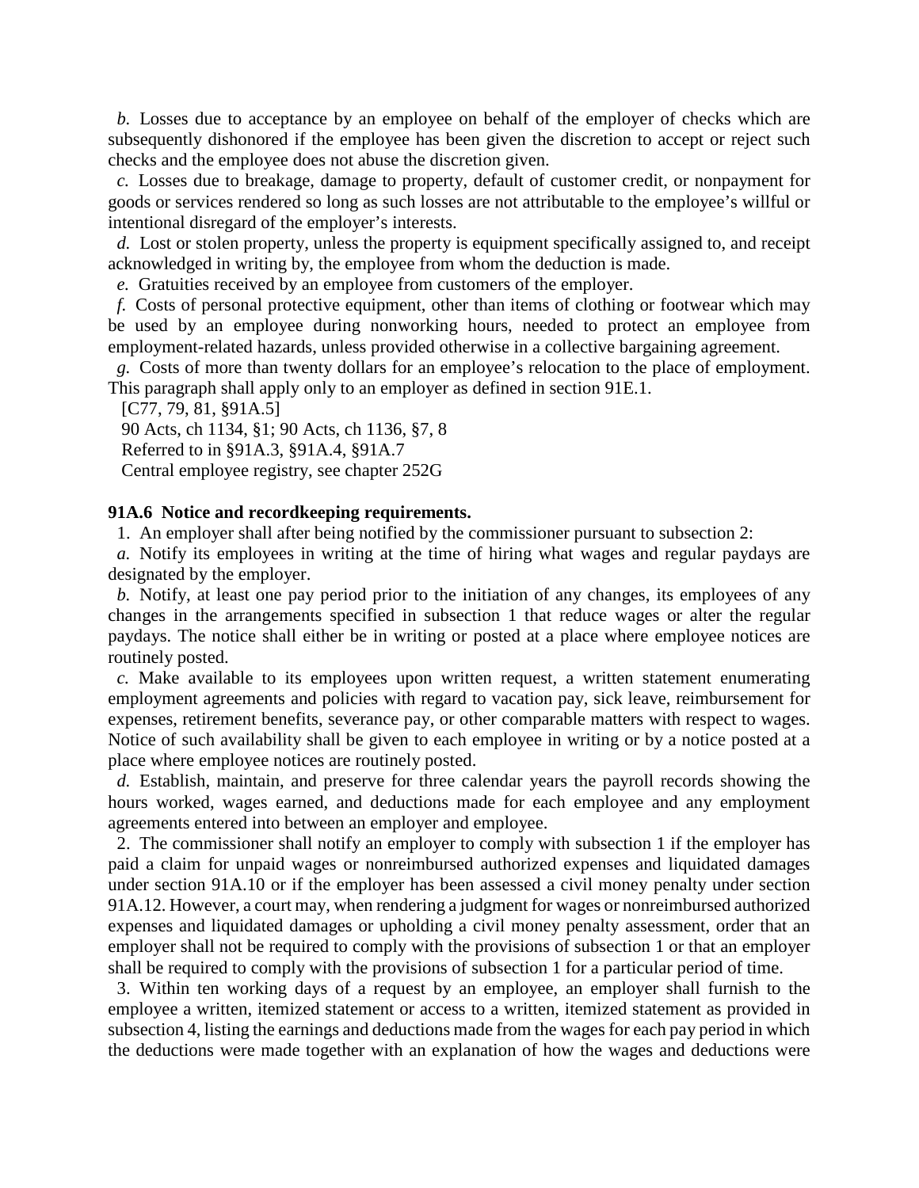*b.* Losses due to acceptance by an employee on behalf of the employer of checks which are subsequently dishonored if the employee has been given the discretion to accept or reject such checks and the employee does not abuse the discretion given.

*c.* Losses due to breakage, damage to property, default of customer credit, or nonpayment for goods or services rendered so long as such losses are not attributable to the employee's willful or intentional disregard of the employer's interests.

*d.* Lost or stolen property, unless the property is equipment specifically assigned to, and receipt acknowledged in writing by, the employee from whom the deduction is made.

*e.* Gratuities received by an employee from customers of the employer.

*f.* Costs of personal protective equipment, other than items of clothing or footwear which may be used by an employee during nonworking hours, needed to protect an employee from employment-related hazards, unless provided otherwise in a collective bargaining agreement.

*g.* Costs of more than twenty dollars for an employee's relocation to the place of employment. This paragraph shall apply only to an employer as defined in section 91E.1.

[C77, 79, 81, §91A.5]

90 Acts, ch 1134, §1; 90 Acts, ch 1136, §7, 8

Referred to in §91A.3, §91A.4, §91A.7

Central employee registry, see chapter 252G

**91A.6 Notice and recordkeeping requirements.**

1. An employer shall after being notified by the commissioner pursuant to subsection 2:

*a.* Notify its employees in writing at the time of hiring what wages and regular paydays are designated by the employer.

*b.* Notify, at least one pay period prior to the initiation of any changes, its employees of any changes in the arrangements specified in subsection 1 that reduce wages or alter the regular paydays. The notice shall either be in writing or posted at a place where employee notices are routinely posted.

*c.* Make available to its employees upon written request, a written statement enumerating employment agreements and policies with regard to vacation pay, sick leave, reimbursement for expenses, retirement benefits, severance pay, or other comparable matters with respect to wages. Notice of such availability shall be given to each employee in writing or by a notice posted at a place where employee notices are routinely posted.

*d.* Establish, maintain, and preserve for three calendar years the payroll records showing the hours worked, wages earned, and deductions made for each employee and any employment agreements entered into between an employer and employee.

2. The commissioner shall notify an employer to comply with subsection 1 if the employer has paid a claim for unpaid wages or nonreimbursed authorized expenses and liquidated damages under section 91A.10 or if the employer has been assessed a civil money penalty under section 91A.12. However, a court may, when rendering a judgment for wages or nonreimbursed authorized expenses and liquidated damages or upholding a civil money penalty assessment, order that an employer shall not be required to comply with the provisions of subsection 1 or that an employer shall be required to comply with the provisions of subsection 1 for a particular period of time.

3. Within ten working days of a request by an employee, an employer shall furnish to the employee a written, itemized statement or access to a written, itemized statement as provided in subsection 4, listing the earnings and deductions made from the wages for each pay period in which the deductions were made together with an explanation of how the wages and deductions were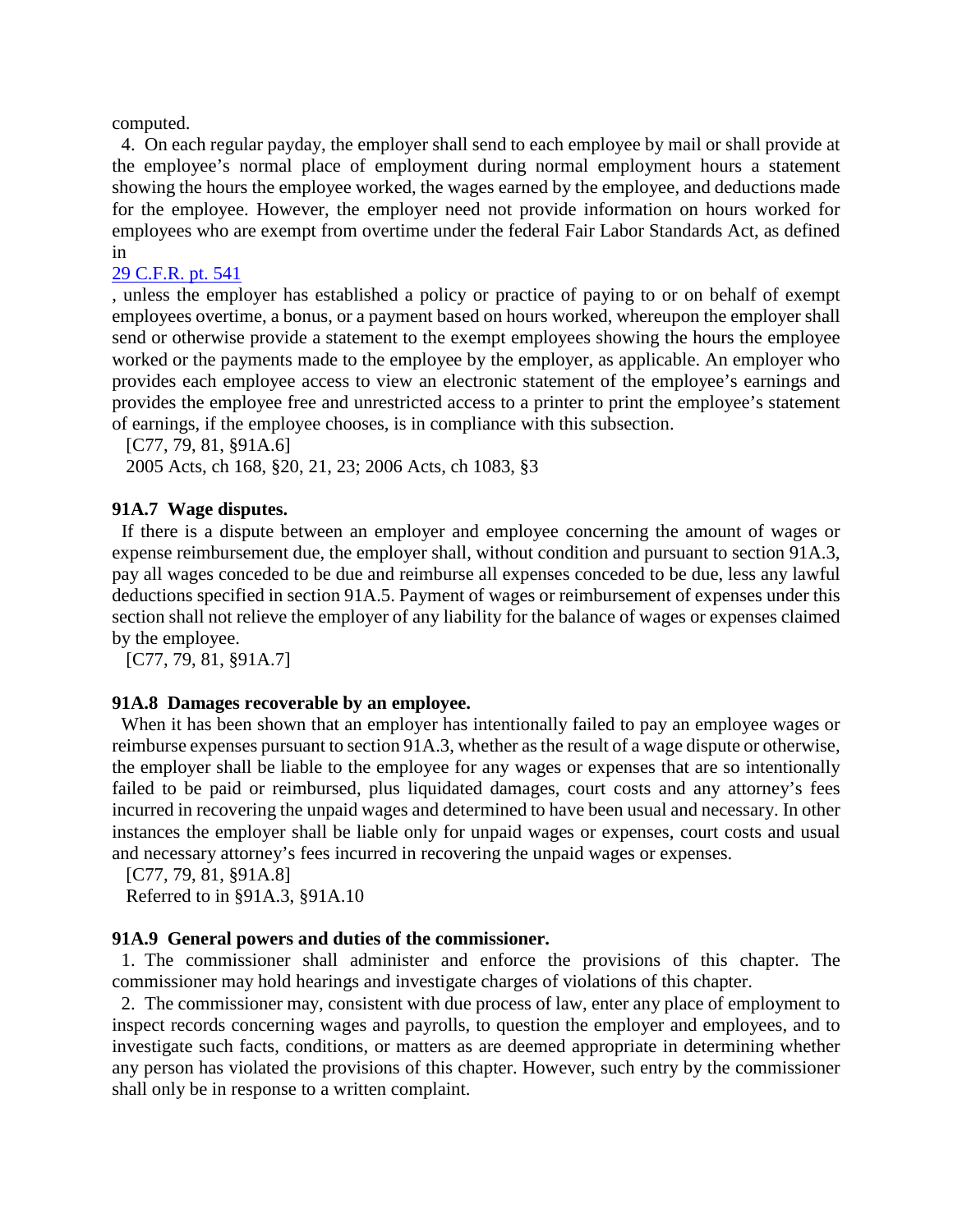computed.

4. On each regular payday, the employer shall send to each employee by mail or shall provide at the employee's normal place of employment during normal employment hours a statement showing the hours the employee worked, the wages earned by the employee, and deductions made for the employee. However, the employer need not provide information on hours worked for employees who are exempt from overtime under the federal Fair Labor Standards Act, as defined in [29 C.F.R. pt. 541](), unless the employer has established a policy or practice of paying to or on behalf of exempt employees overtime, a bonus, or a payment based on hours worked, whereupon the employer shall send or otherwise provide a statement to the exempt employees showing the hours the employee worked or the payments made to the employee by the employer, as applicable. An employer who provides each employee access to view an electronic statement of the employee's earnings and provides the employee free and unrestricted access to a printer to print the employee's statement of earnings, if the employee chooses, is in compliance with this subsection.

[C77, 79, 81, §91A.6]

2005 Acts, ch 168, §20, 21, 23; 2006 Acts, ch 1083, §3

**91A.7 Wage disputes.**

If there is a dispute between an employer and employee concerning the amount of wages or expense reimbursement due, the employer shall, without condition and pursuant to section 91A.3, pay all wages conceded to be due and reimburse all expenses conceded to be due, less any lawful deductions specified in section 91A.5. Payment of wages or reimbursement of expenses under this section shall not relieve the employer of any liability for the balance of wages or expenses claimed by the employee.

[C77, 79, 81, §91A.7]

**91A.8 Damages recoverable by an employee.**

When it has been shown that an employer has intentionally failed to pay an employee wages or reimburse expenses pursuant to section 91A.3, whether as the result of a wage dispute or otherwise, the employer shall be liable to the employee for any wages or expenses that are so intentionally failed to be paid or reimbursed, plus liquidated damages, court costs and any attorney's fees incurred in recovering the unpaid wages and determined to have been usual and necessary. In other instances the employer shall be liable only for unpaid wages or expenses, court costs and usual and necessary attorney's fees incurred in recovering the unpaid wages or expenses.

[C77, 79, 81, §91A.8]

Referred to in §91A.3, §91A.10

**91A.9 General powers and duties of the commissioner.**

1. The commissioner shall administer and enforce the provisions of this chapter. The commissioner may hold hearings and investigate charges of violations of this chapter.

2. The commissioner may, consistent with due process of law, enter any place of employment to inspect records concerning wages and payrolls, to question the employer and employees, and to investigate such facts, conditions, or matters as are deemed appropriate in determining whether any person has violated the provisions of this chapter. However, such entry by the commissioner shall only be in response to a written complaint.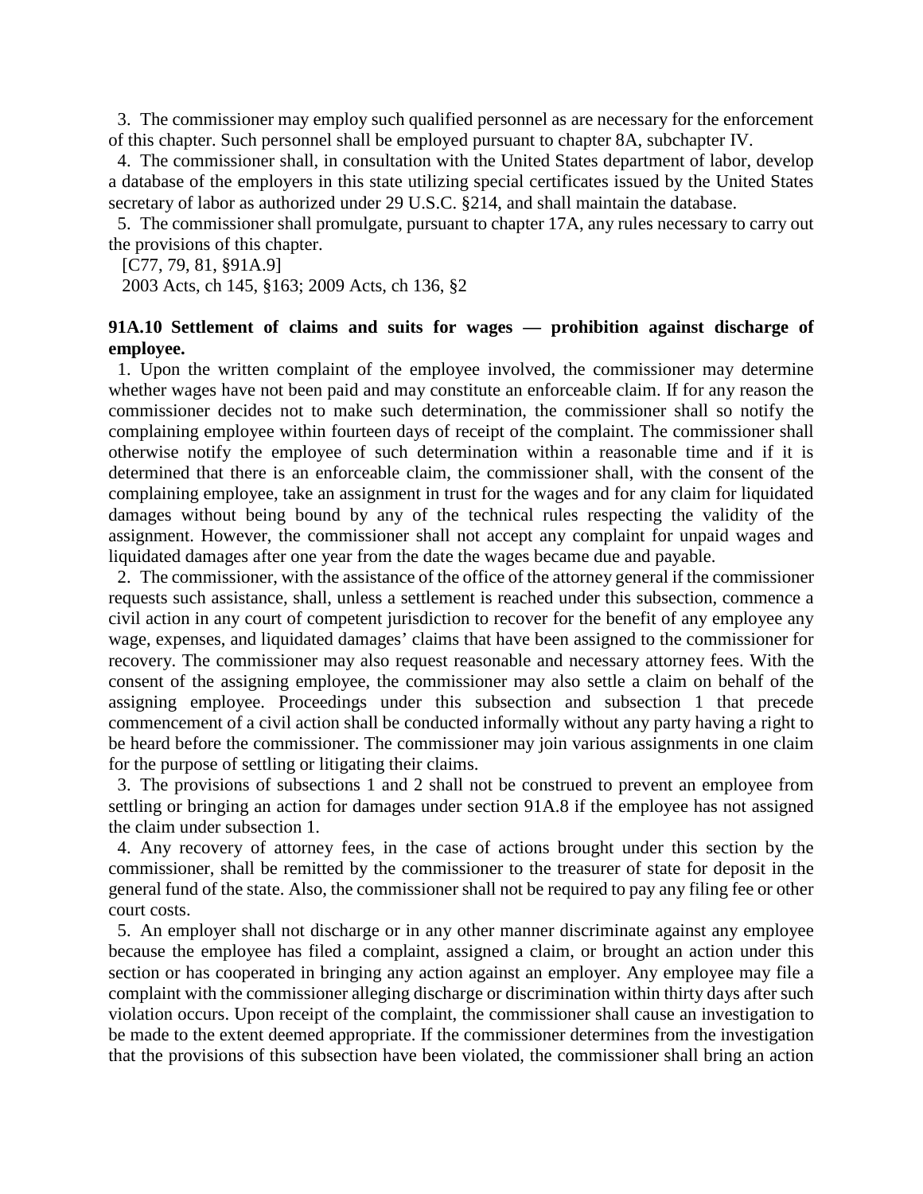3. The commissioner may employ such qualified personnel as are necessary for the enforcement of this chapter. Such personnel shall be employed pursuant to chapter 8A, subchapter IV.

4. The commissioner shall, in consultation with the United States department of labor, develop a database of the employers in this state utilizing special certificates issued by the United States secretary of labor as authorized under 29 U.S.C. §214, and shall maintain the database.

5. The commissioner shall promulgate, pursuant to chapter 17A, any rules necessary to carry out the provisions of this chapter.

[C77, 79, 81, §91A.9]

2003 Acts, ch 145, §163; 2009 Acts, ch 136, §2

**91A.10 Settlement of claims and suits for wages — prohibition against discharge of employee.**

1. Upon the written complaint of the employee involved, the commissioner may determine whether wages have not been paid and may constitute an enforceable claim. If for any reason the commissioner decides not to make such determination, the commissioner shall so notify the complaining employee within fourteen days of receipt of the complaint. The commissioner shall otherwise notify the employee of such determination within a reasonable time and if it is determined that there is an enforceable claim, the commissioner shall, with the consent of the complaining employee, take an assignment in trust for the wages and for any claim for liquidated damages without being bound by any of the technical rules respecting the validity of the assignment. However, the commissioner shall not accept any complaint for unpaid wages and liquidated damages after one year from the date the wages became due and payable.

2. The commissioner, with the assistance of the office of the attorney general if the commissioner requests such assistance, shall, unless a settlement is reached under this subsection, commence a civil action in any court of competent jurisdiction to recover for the benefit of any employee any wage, expenses, and liquidated damages' claims that have been assigned to the commissioner for recovery. The commissioner may also request reasonable and necessary attorney fees. With the consent of the assigning employee, the commissioner may also settle a claim on behalf of the assigning employee. Proceedings under this subsection and subsection 1 that precede commencement of a civil action shall be conducted informally without any party having a right to be heard before the commissioner. The commissioner may join various assignments in one claim for the purpose of settling or litigating their claims.

3. The provisions of subsections 1 and 2 shall not be construed to prevent an employee from settling or bringing an action for damages under section 91A.8 if the employee has not assigned the claim under subsection 1.

4. Any recovery of attorney fees, in the case of actions brought under this section by the commissioner, shall be remitted by the commissioner to the treasurer of state for deposit in the general fund of the state. Also, the commissioner shall not be required to pay any filing fee or other court costs.

5. An employer shall not discharge or in any other manner discriminate against any employee because the employee has filed a complaint, assigned a claim, or brought an action under this section or has cooperated in bringing any action against an employer. Any employee may file a complaint with the commissioner alleging discharge or discrimination within thirty days after such violation occurs. Upon receipt of the complaint, the commissioner shall cause an investigation to be made to the extent deemed appropriate. If the commissioner determines from the investigation that the provisions of this subsection have been violated, the commissioner shall bring an action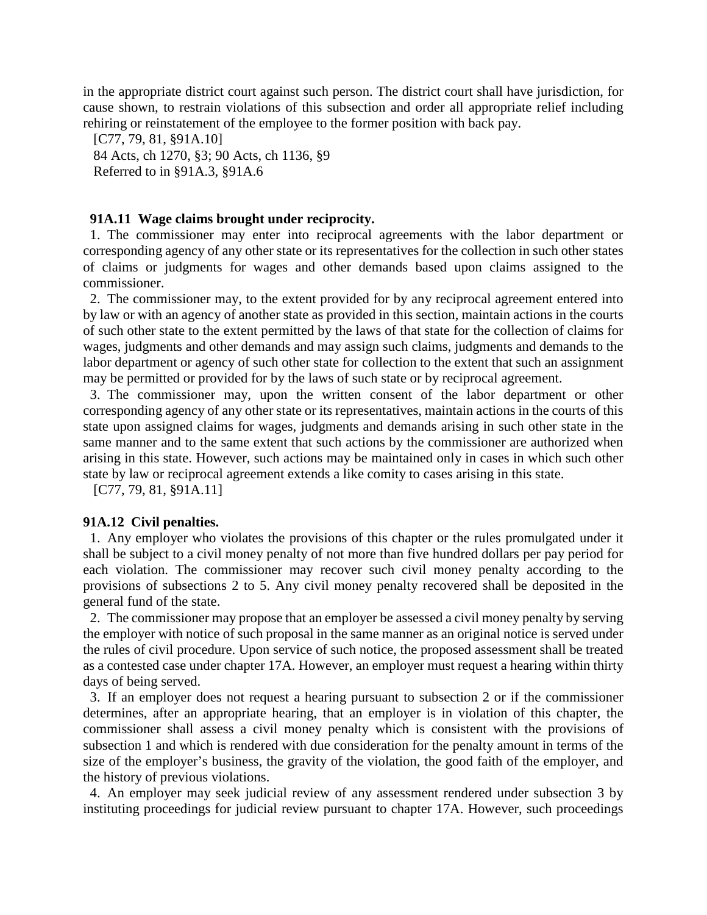in the appropriate district court against such person. The district court shall have jurisdiction, for cause shown, to restrain violations of this subsection and order all appropriate relief including rehiring or reinstatement of the employee to the former position with back pay.

[C77, 79, 81, §91A.10]

84 Acts, ch 1270, §3; 90 Acts, ch 1136, §9

Referred to in §91A.3, §91A.6

**91A.11 Wage claims brought under reciprocity.**

1. The commissioner may enter into reciprocal agreements with the labor department or corresponding agency of any other state or its representatives for the collection in such other states of claims or judgments for wages and other demands based upon claims assigned to the commissioner.

2. The commissioner may, to the extent provided for by any reciprocal agreement entered into by law or with an agency of another state as provided in this section, maintain actions in the courts of such other state to the extent permitted by the laws of that state for the collection of claims for wages, judgments and other demands and may assign such claims, judgments and demands to the labor department or agency of such other state for collection to the extent that such an assignment may be permitted or provided for by the laws of such state or by reciprocal agreement.

3. The commissioner may, upon the written consent of the labor department or other corresponding agency of any other state or its representatives, maintain actions in the courts of this state upon assigned claims for wages, judgments and demands arising in such other state in the same manner and to the same extent that such actions by the commissioner are authorized when arising in this state. However, such actions may be maintained only in cases in which such other state by law or reciprocal agreement extends a like comity to cases arising in this state.

[C77, 79, 81, §91A.11]

**91A.12 Civil penalties.**

1. Any employer who violates the provisions of this chapter or the rules promulgated under it shall be subject to a civil money penalty of not more than five hundred dollars per pay period for each violation. The commissioner may recover such civil money penalty according to the provisions of subsections 2 to 5. Any civil money penalty recovered shall be deposited in the general fund of the state.

2. The commissioner may propose that an employer be assessed a civil money penalty by serving the employer with notice of such proposal in the same manner as an original notice is served under the rules of civil procedure. Upon service of such notice, the proposed assessment shall be treated as a contested case under chapter 17A. However, an employer must request a hearing within thirty days of being served.

3. If an employer does not request a hearing pursuant to subsection 2 or if the commissioner determines, after an appropriate hearing, that an employer is in violation of this chapter, the commissioner shall assess a civil money penalty which is consistent with the provisions of subsection 1 and which is rendered with due consideration for the penalty amount in terms of the size of the employer's business, the gravity of the violation, the good faith of the employer, and the history of previous violations.

4. An employer may seek judicial review of any assessment rendered under subsection 3 by instituting proceedings for judicial review pursuant to chapter 17A. However, such proceedings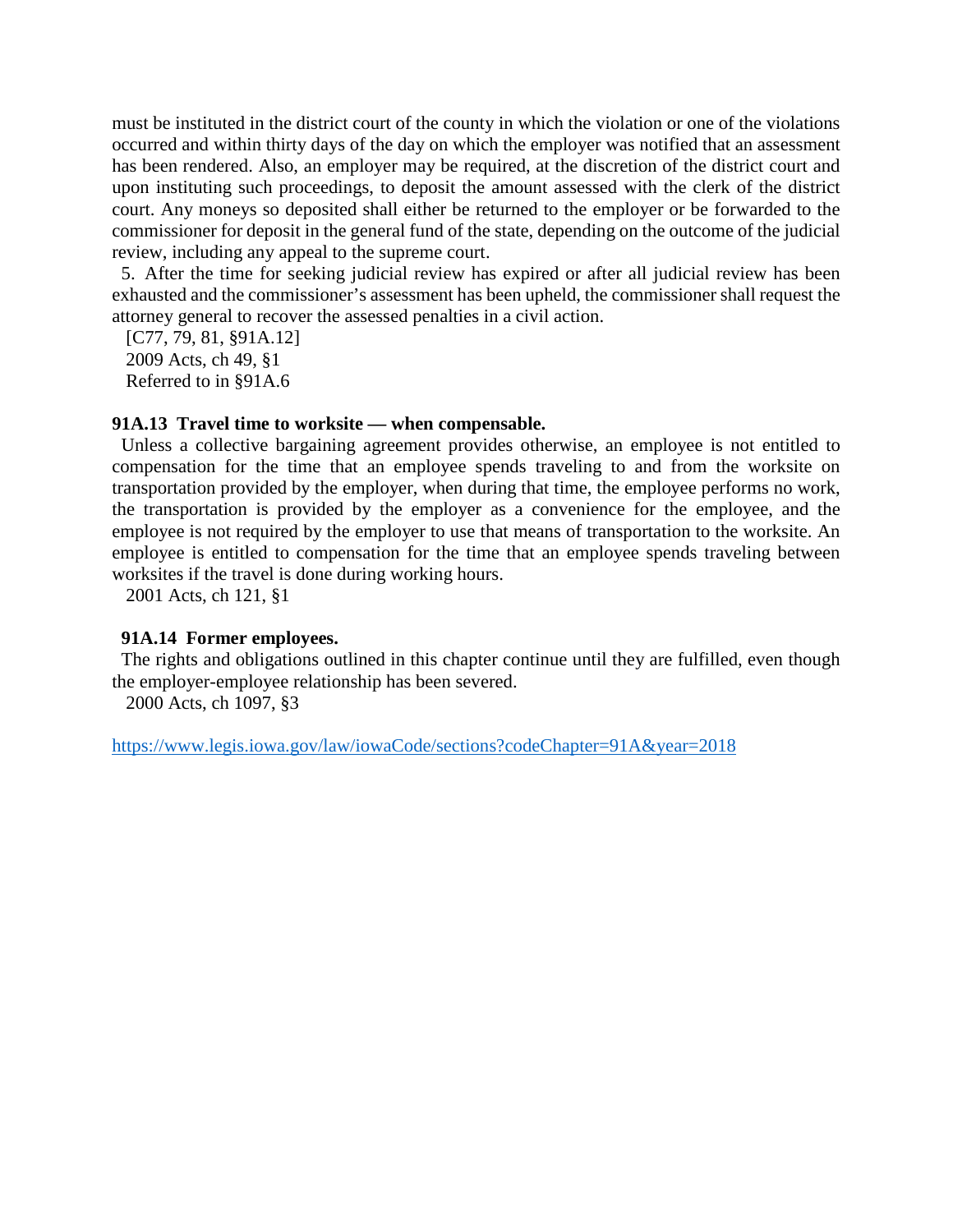must be instituted in the district court of the county in which the violation or one of the violations occurred and within thirty days of the day on which the employer was notified that an assessment has been rendered. Also, an employer may be required, at the discretion of the district court and upon instituting such proceedings, to deposit the amount assessed with the clerk of the district court. Any moneys so deposited shall either be returned to the employer or be forwarded to the commissioner for deposit in the general fund of the state, depending on the outcome of the judicial review, including any appeal to the supreme court.

5. After the time for seeking judicial review has expired or after all judicial review has been exhausted and the commissioner's assessment has been upheld, the commissioner shall request the attorney general to recover the assessed penalties in a civil action.

[C77, 79, 81, §91A.12]
2009 Acts, ch 49, §1
Referred to in §91A.6

**91A.13 Travel time to worksite — when compensable.**

Unless a collective bargaining agreement provides otherwise, an employee is not entitled to compensation for the time that an employee spends traveling to and from the worksite on transportation provided by the employer, when during that time, the employee performs no work, the transportation is provided by the employer as a convenience for the employee, and the employee is not required by the employer to use that means of transportation to the worksite. An employee is entitled to compensation for the time that an employee spends traveling between worksites if the travel is done during working hours.

2001 Acts, ch 121, §1

**91A.14 Former employees.**

The rights and obligations outlined in this chapter continue until they are fulfilled, even though the employer-employee relationship has been severed.

2000 Acts, ch 1097, §3

https://www.legis.iowa.gov/law/iowaCode/sections?codeChapter=91A&year=2018